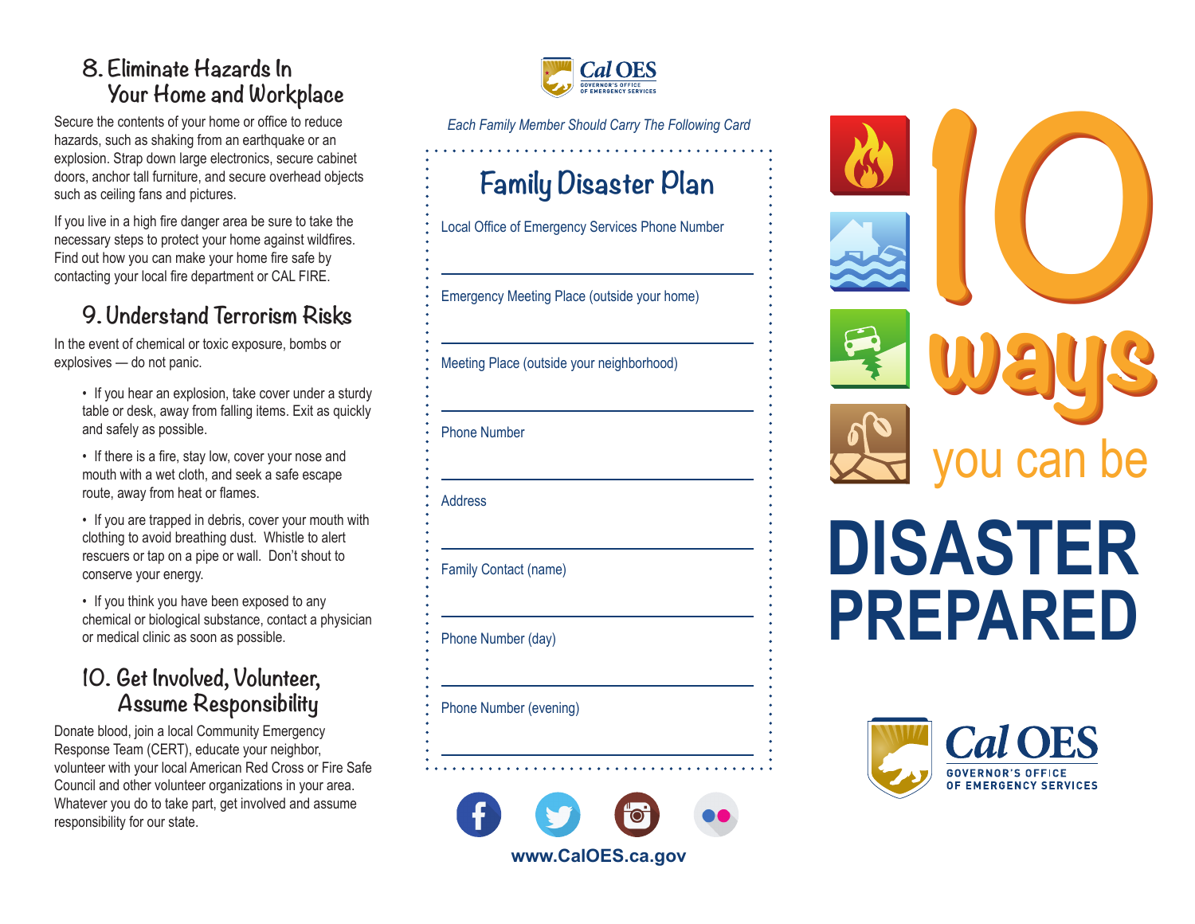## 8. Eliminate Hazards In Your Home and Workplace

Secure the contents of your home or office to reduce hazards, such as shaking from an earthquake or an explosion. Strap down large electronics, secure cabinet doors, anchor tall furniture, and secure overhead objects such as ceiling fans and pictures.

If you live in a high fire danger area be sure to take the necessary steps to protect your home against wildfires. Find out how you can make your home fire safe by contacting your local fire department or CAL FIRE.

## 9. Understand Terrorism Risks

In the event of chemical or toxic exposure, bombs or explosives — do not panic.

- If you hear an explosion, take cover under a sturdy table or desk, away from falling items. Exit as quickly and safely as possible.
- If there is a fire, stay low, cover your nose and mouth with a wet cloth, and seek a safe escape route, away from heat or flames.
- If you are trapped in debris, cover your mouth with clothing to avoid breathing dust. Whistle to alert rescuers or tap on a pipe or wall. Don't shout to conserve your energy.
- If you think you have been exposed to any chemical or biological substance, contact a physician or medical clinic as soon as possible.

## 10. Get Involved, Volunteer, Assume Responsibility

Donate blood, join a local Community Emergency Response Team (CERT), educate your neighbor, volunteer with your local American Red Cross or Fire Safe Council and other volunteer organizations in your area. Whatever you do to take part, get involved and assume responsibility for our state.

---

Cal OES
GOVERNOR'S OFFICE OF EMERGENCY SERVICES

*Each Family Member Should Carry The Following Card*

## Family Disaster Plan

Local Office of Emergency Services Phone Number

______________________________

Emergency Meeting Place (outside your home)

______________________________

Meeting Place (outside your neighborhood)

______________________________

Phone Number

______________________________

Address

______________________________

Family Contact (name)

______________________________

Phone Number (day)

______________________________

Phone Number (evening)

______________________________

**www.CalOES.ca.gov**

---

# 10 ways you can be DISASTER PREPARED

Cal OES
GOVERNOR'S OFFICE OF EMERGENCY SERVICES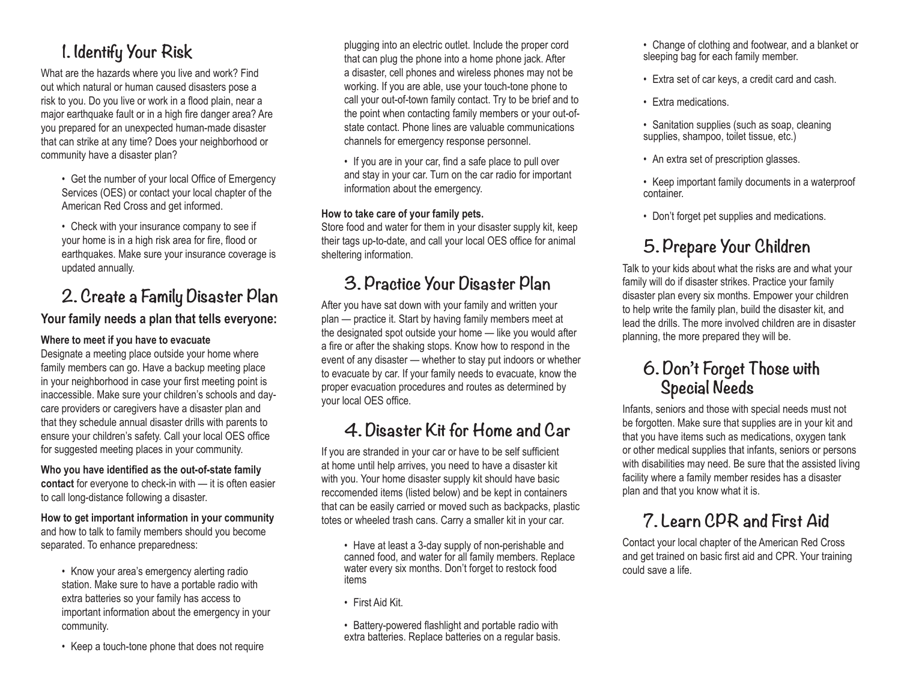## 1. Identify Your Risk

What are the hazards where you live and work? Find out which natural or human caused disasters pose a risk to you. Do you live or work in a flood plain, near a major earthquake fault or in a high fire danger area? Are you prepared for an unexpected human-made disaster that can strike at any time? Does your neighborhood or community have a disaster plan?

- Get the number of your local Office of Emergency Services (OES) or contact your local chapter of the American Red Cross and get informed.
- Check with your insurance company to see if your home is in a high risk area for fire, flood or earthquakes. Make sure your insurance coverage is updated annually.

## 2. Create a Family Disaster Plan

### Your family needs a plan that tells everyone:

**Where to meet if you have to evacuate**
Designate a meeting place outside your home where family members can go. Have a backup meeting place in your neighborhood in case your first meeting point is inaccessible. Make sure your children's schools and day-care providers or caregivers have a disaster plan and that they schedule annual disaster drills with parents to ensure your children's safety. Call your local OES office for suggested meeting places in your community.

**Who you have identified as the out-of-state family contact** for everyone to check-in with — it is often easier to call long-distance following a disaster.

**How to get important information in your community** and how to talk to family members should you become separated. To enhance preparedness:

- Know your area's emergency alerting radio station. Make sure to have a portable radio with extra batteries so your family has access to important information about the emergency in your community.
- Keep a touch-tone phone that does not require plugging into an electric outlet. Include the proper cord that can plug the phone into a home phone jack. After a disaster, cell phones and wireless phones may not be working. If you are able, use your touch-tone phone to call your out-of-town family contact. Try to be brief and to the point when contacting family members or your out-of-state contact. Phone lines are valuable communications channels for emergency response personnel.
- If you are in your car, find a safe place to pull over and stay in your car. Turn on the car radio for important information about the emergency.

**How to take care of your family pets.**
Store food and water for them in your disaster supply kit, keep their tags up-to-date, and call your local OES office for animal sheltering information.

## 3. Practice Your Disaster Plan

After you have sat down with your family and written your plan — practice it. Start by having family members meet at the designated spot outside your home — like you would after a fire or after the shaking stops. Know how to respond in the event of any disaster — whether to stay put indoors or whether to evacuate by car. If your family needs to evacuate, know the proper evacuation procedures and routes as determined by your local OES office.

## 4. Disaster Kit for Home and Car

If you are stranded in your car or have to be self sufficient at home until help arrives, you need to have a disaster kit with you. Your home disaster supply kit should have basic reccomended items (listed below) and be kept in containers that can be easily carried or moved such as backpacks, plastic totes or wheeled trash cans. Carry a smaller kit in your car.

- Have at least a 3-day supply of non-perishable and canned food, and water for all family members. Replace water every six months. Don't forget to restock food items
- First Aid Kit.
- Battery-powered flashlight and portable radio with extra batteries. Replace batteries on a regular basis.
- Change of clothing and footwear, and a blanket or sleeping bag for each family member.
- Extra set of car keys, a credit card and cash.
- Extra medications.
- Sanitation supplies (such as soap, cleaning supplies, shampoo, toilet tissue, etc.)
- An extra set of prescription glasses.
- Keep important family documents in a waterproof container.
- Don't forget pet supplies and medications.

## 5. Prepare Your Children

Talk to your kids about what the risks are and what your family will do if disaster strikes. Practice your family disaster plan every six months. Empower your children to help write the family plan, build the disaster kit, and lead the drills. The more involved children are in disaster planning, the more prepared they will be.

## 6. Don't Forget Those with Special Needs

Infants, seniors and those with special needs must not be forgotten. Make sure that supplies are in your kit and that you have items such as medications, oxygen tank or other medical supplies that infants, seniors or persons with disabilities may need. Be sure that the assisted living facility where a family member resides has a disaster plan and that you know what it is.

## 7. Learn CPR and First Aid

Contact your local chapter of the American Red Cross and get trained on basic first aid and CPR. Your training could save a life.